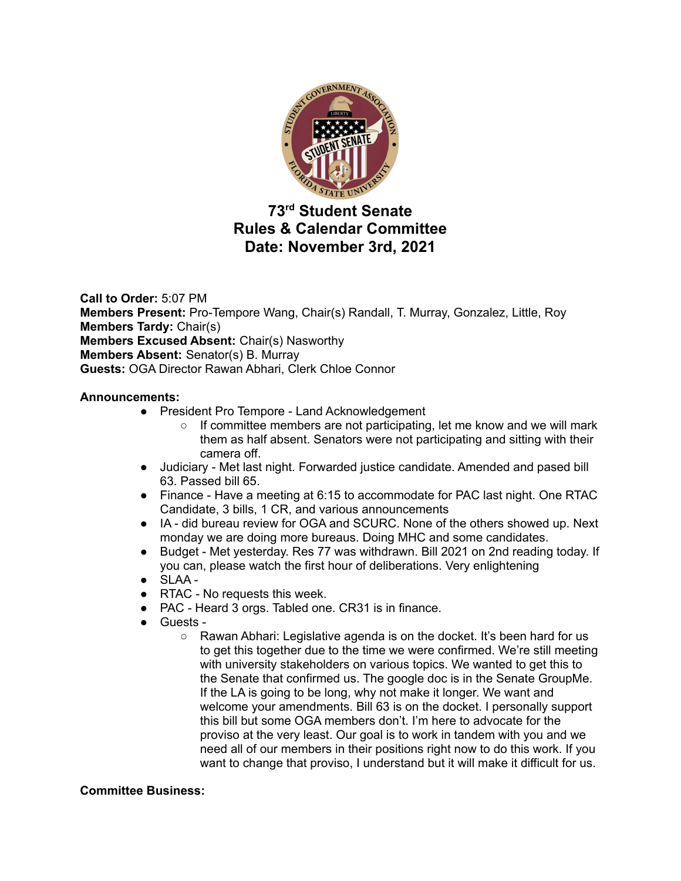# 73rd Student Senate
## Rules & Calendar Committee
## Date: November 3rd, 2021

**Call to Order:** 5:07 PM
**Members Present:** Pro-Tempore Wang, Chair(s) Randall, T. Murray, Gonzalez, Little, Roy
**Members Tardy:** Chair(s)
**Members Excused Absent:** Chair(s) Nasworthy
**Members Absent:** Senator(s) B. Murray
**Guests:** OGA Director Rawan Abhari, Clerk Chloe Connor

**Announcements:**

- President Pro Tempore - Land Acknowledgement
  - If committee members are not participating, let me know and we will mark them as half absent. Senators were not participating and sitting with their camera off.
- Judiciary - Met last night. Forwarded justice candidate. Amended and passed bill 63. Passed bill 65.
- Finance - Have a meeting at 6:15 to accommodate for PAC last night. One RTAC Candidate, 3 bills, 1 CR, and various announcements
- IA - did bureau review for OGA and SCURC. None of the others showed up. Next monday we are doing more bureaus. Doing MHC and some candidates.
- Budget - Met yesterday. Res 77 was withdrawn. Bill 2021 on 2nd reading today. If you can, please watch the first hour of deliberations. Very enlightening
- SLAA -
- RTAC - No requests this week.
- PAC - Heard 3 orgs. Tabled one. CR31 is in finance.
- Guests -
  - Rawan Abhari: Legislative agenda is on the docket. It's been hard for us to get this together due to the time we were confirmed. We're still meeting with university stakeholders on various topics. We wanted to get this to the Senate that confirmed us. The google doc is in the Senate GroupMe. If the LA is going to be long, why not make it longer. We want and welcome your amendments. Bill 63 is on the docket. I personally support this bill but some OGA members don't. I'm here to advocate for the proviso at the very least. Our goal is to work in tandem with you and we need all of our members in their positions right now to do this work. If you want to change that proviso, I understand but it will make it difficult for us.

**Committee Business:**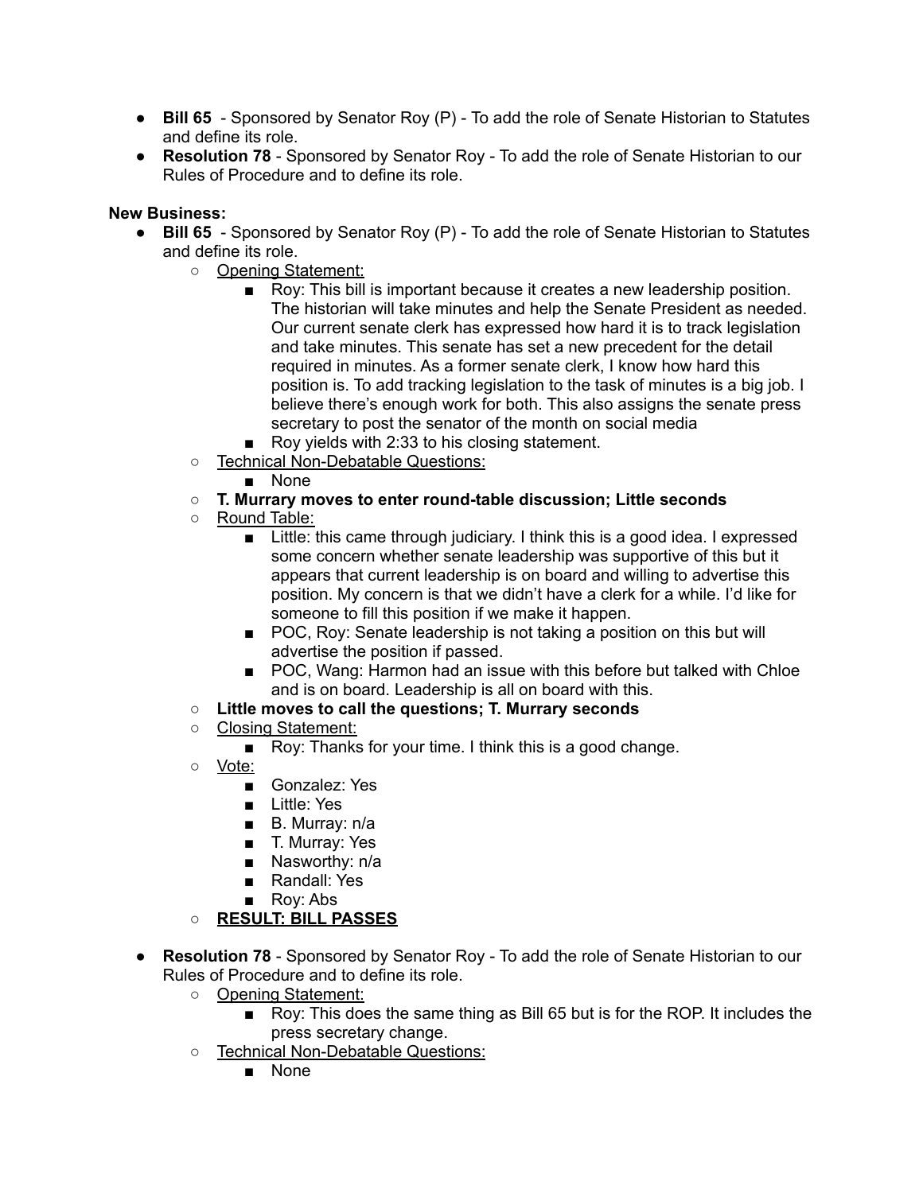- **Bill 65** - Sponsored by Senator Roy (P) - To add the role of Senate Historian to Statutes and define its role.
- **Resolution 78** - Sponsored by Senator Roy - To add the role of Senate Historian to our Rules of Procedure and to define its role.

**New Business:**

- **Bill 65** - Sponsored by Senator Roy (P) - To add the role of Senate Historian to Statutes and define its role.
    - Opening Statement:
        - Roy: This bill is important because it creates a new leadership position. The historian will take minutes and help the Senate President as needed. Our current senate clerk has expressed how hard it is to track legislation and take minutes. This senate has set a new precedent for the detail required in minutes. As a former senate clerk, I know how hard this position is. To add tracking legislation to the task of minutes is a big job. I believe there's enough work for both. This also assigns the senate press secretary to post the senator of the month on social media
        - Roy yields with 2:33 to his closing statement.
    - Technical Non-Debatable Questions:
        - None
    - **T. Murrary moves to enter round-table discussion; Little seconds**
    - Round Table:
        - Little: this came through judiciary. I think this is a good idea. I expressed some concern whether senate leadership was supportive of this but it appears that current leadership is on board and willing to advertise this position. My concern is that we didn't have a clerk for a while. I'd like for someone to fill this position if we make it happen.
        - POC, Roy: Senate leadership is not taking a position on this but will advertise the position if passed.
        - POC, Wang: Harmon had an issue with this before but talked with Chloe and is on board. Leadership is all on board with this.
    - **Little moves to call the questions; T. Murrary seconds**
    - Closing Statement:
        - Roy: Thanks for your time. I think this is a good change.
    - Vote:
        - Gonzalez: Yes
        - Little: Yes
        - B. Murray: n/a
        - T. Murray: Yes
        - Nasworthy: n/a
        - Randall: Yes
        - Roy: Abs
    - **RESULT: BILL PASSES**

- **Resolution 78** - Sponsored by Senator Roy - To add the role of Senate Historian to our Rules of Procedure and to define its role.
    - Opening Statement:
        - Roy: This does the same thing as Bill 65 but is for the ROP. It includes the press secretary change.
    - Technical Non-Debatable Questions:
        - None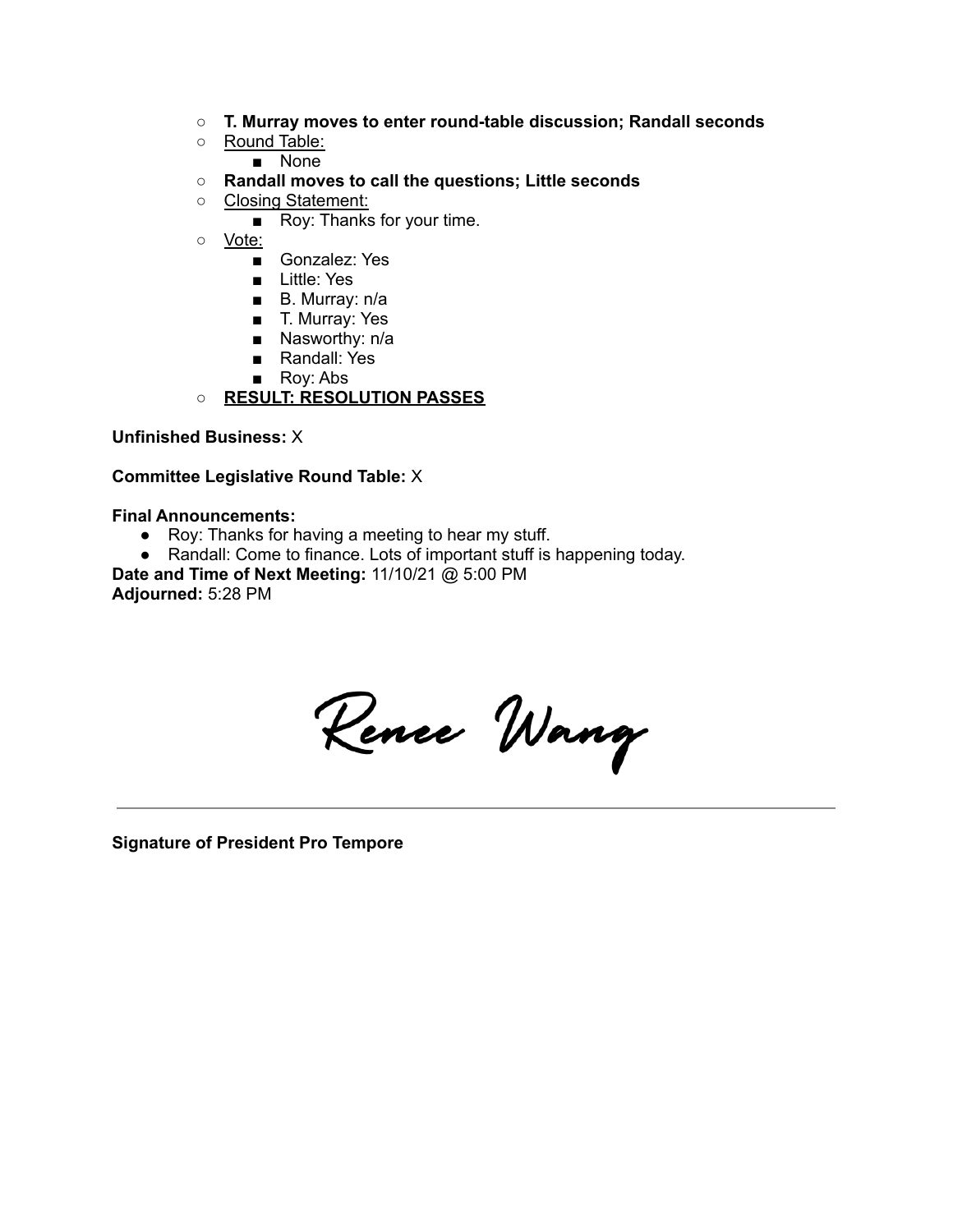- **T. Murray moves to enter round-table discussion; Randall seconds**
- Round Table:
  - None
- **Randall moves to call the questions; Little seconds**
- Closing Statement:
  - Roy: Thanks for your time.
- Vote:
  - Gonzalez: Yes
  - Little: Yes
  - B. Murray: n/a
  - T. Murray: Yes
  - Nasworthy: n/a
  - Randall: Yes
  - Roy: Abs
- **RESULT: RESOLUTION PASSES**

**Unfinished Business:** X

**Committee Legislative Round Table:** X

**Final Announcements:**

- Roy: Thanks for having a meeting to hear my stuff.
- Randall: Come to finance. Lots of important stuff is happening today.

**Date and Time of Next Meeting:** 11/10/21 @ 5:00 PM
**Adjourned:** 5:28 PM

Renee Wang

---

**Signature of President Pro Tempore**